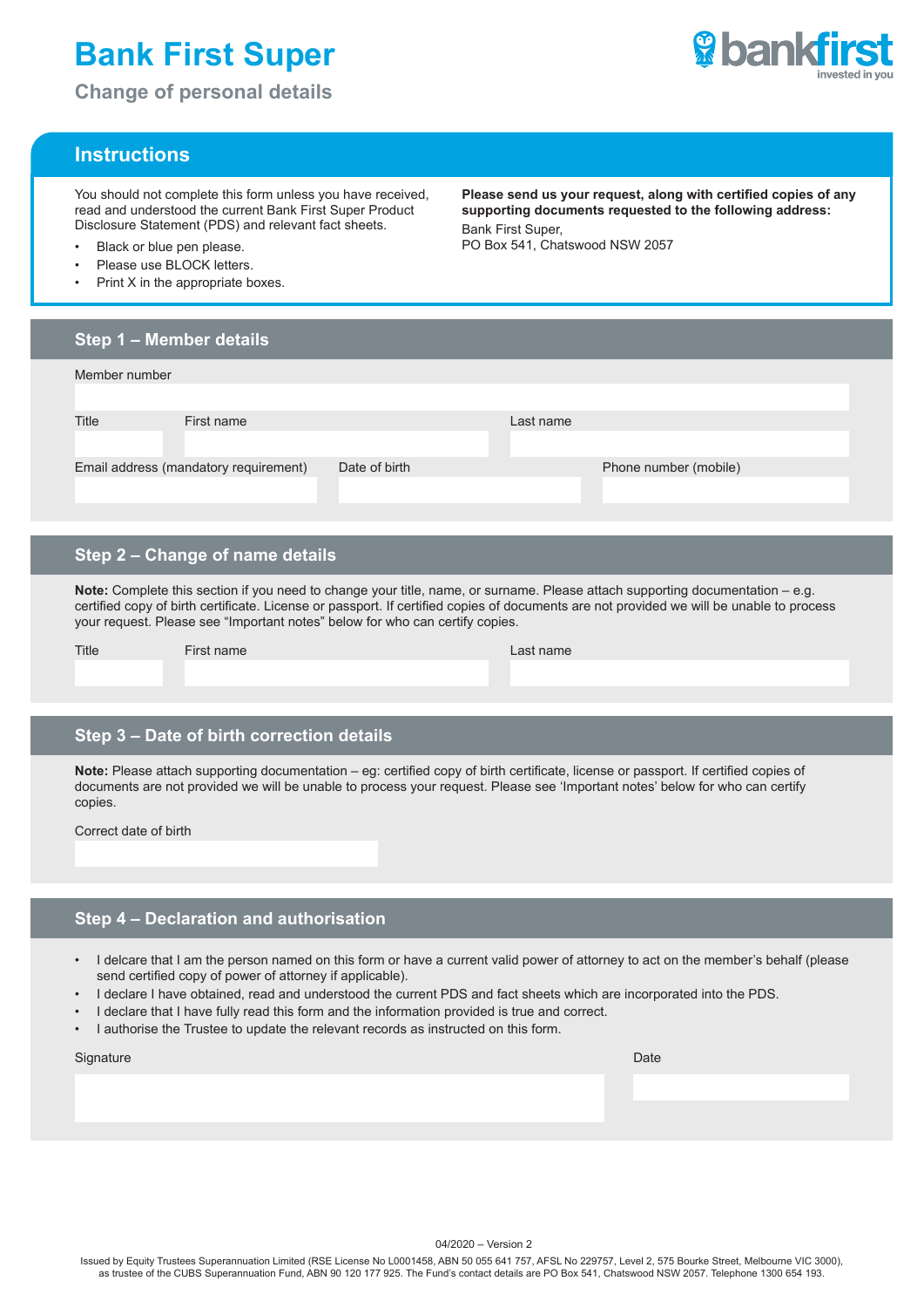# Bank First Super

## Change of personal details

bankfirst
invested in you

## Instructions

You should not complete this form unless you have received, read and understood the current Bank First Super Product Disclosure Statement (PDS) and relevant fact sheets.

- Black or blue pen please.
- Please use BLOCK letters.
- Print X in the appropriate boxes.

**Please send us your request, along with certified copies of any supporting documents requested to the following address:**
Bank First Super,
PO Box 541, Chatswood NSW 2057

## Step 1 – Member details

Member number

| Title | First name | Last name |
|---|---|---|
| | | |

| Email address (mandatory requirement) | Date of birth | Phone number (mobile) |
|---|---|---|
| | | |

## Step 2 – Change of name details

**Note:** Complete this section if you need to change your title, name, or surname. Please attach supporting documentation – e.g. certified copy of birth certificate. License or passport. If certified copies of documents are not provided we will be unable to process your request. Please see "Important notes" below for who can certify copies.

| Title | First name | Last name |
|---|---|---|
| | | |

## Step 3 – Date of birth correction details

**Note:** Please attach supporting documentation – eg: certified copy of birth certificate, license or passport. If certified copies of documents are not provided we will be unable to process your request. Please see 'Important notes' below for who can certify copies.

Correct date of birth

## Step 4 – Declaration and authorisation

- I delcare that I am the person named on this form or have a current valid power of attorney to act on the member's behalf (please send certified copy of power of attorney if applicable).
- I declare I have obtained, read and understood the current PDS and fact sheets which are incorporated into the PDS.
- I declare that I have fully read this form and the information provided is true and correct.
- I authorise the Trustee to update the relevant records as instructed on this form.

| Signature | Date |
|---|---|
| | |

04/2020 – Version 2

Issued by Equity Trustees Superannuation Limited (RSE License No L0001458, ABN 50 055 641 757, AFSL No 229757, Level 2, 575 Bourke Street, Melbourne VIC 3000), as trustee of the CUBS Superannuation Fund, ABN 90 120 177 925. The Fund's contact details are PO Box 541, Chatswood NSW 2057. Telephone 1300 654 193.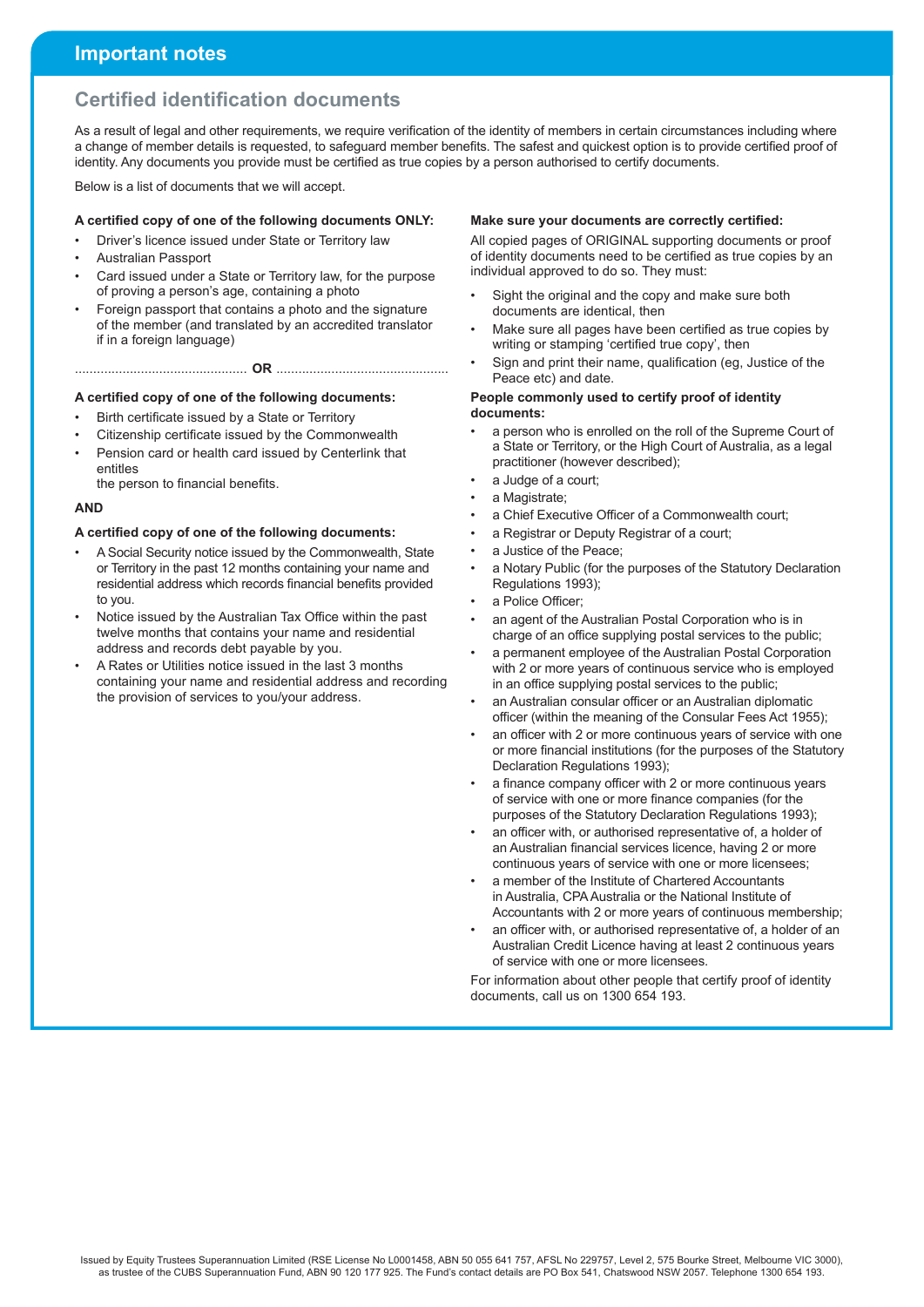# Important notes

## Certified identification documents

As a result of legal and other requirements, we require verification of the identity of members in certain circumstances including where a change of member details is requested, to safeguard member benefits. The safest and quickest option is to provide certified proof of identity. Any documents you provide must be certified as true copies by a person authorised to certify documents.

Below is a list of documents that we will accept.

**A certified copy of one of the following documents ONLY:**

- Driver's licence issued under State or Territory law
- Australian Passport
- Card issued under a State or Territory law, for the purpose of proving a person's age, containing a photo
- Foreign passport that contains a photo and the signature of the member (and translated by an accredited translator if in a foreign language)

............................................ **OR** ............................................

**A certified copy of one of the following documents:**

- Birth certificate issued by a State or Territory
- Citizenship certificate issued by the Commonwealth
- Pension card or health card issued by Centerlink that entitles the person to financial benefits.

**AND**

**A certified copy of one of the following documents:**

- A Social Security notice issued by the Commonwealth, State or Territory in the past 12 months containing your name and residential address which records financial benefits provided to you.
- Notice issued by the Australian Tax Office within the past twelve months that contains your name and residential address and records debt payable by you.
- A Rates or Utilities notice issued in the last 3 months containing your name and residential address and recording the provision of services to you/your address.

**Make sure your documents are correctly certified:**

All copied pages of ORIGINAL supporting documents or proof of identity documents need to be certified as true copies by an individual approved to do so. They must:

- Sight the original and the copy and make sure both documents are identical, then
- Make sure all pages have been certified as true copies by writing or stamping 'certified true copy', then
- Sign and print their name, qualification (eg, Justice of the Peace etc) and date.

**People commonly used to certify proof of identity documents:**

- a person who is enrolled on the roll of the Supreme Court of a State or Territory, or the High Court of Australia, as a legal practitioner (however described);
- a Judge of a court;
- a Magistrate;
- a Chief Executive Officer of a Commonwealth court;
- a Registrar or Deputy Registrar of a court;
- a Justice of the Peace;
- a Notary Public (for the purposes of the Statutory Declaration Regulations 1993);
- a Police Officer;
- an agent of the Australian Postal Corporation who is in charge of an office supplying postal services to the public;
- a permanent employee of the Australian Postal Corporation with 2 or more years of continuous service who is employed in an office supplying postal services to the public;
- an Australian consular officer or an Australian diplomatic officer (within the meaning of the Consular Fees Act 1955);
- an officer with 2 or more continuous years of service with one or more financial institutions (for the purposes of the Statutory Declaration Regulations 1993);
- a finance company officer with 2 or more continuous years of service with one or more finance companies (for the purposes of the Statutory Declaration Regulations 1993);
- an officer with, or authorised representative of, a holder of an Australian financial services licence, having 2 or more continuous years of service with one or more licensees;
- a member of the Institute of Chartered Accountants in Australia, CPA Australia or the National Institute of Accountants with 2 or more years of continuous membership;
- an officer with, or authorised representative of, a holder of an Australian Credit Licence having at least 2 continuous years of service with one or more licensees.

For information about other people that certify proof of identity documents, call us on 1300 654 193.

Issued by Equity Trustees Superannuation Limited (RSE License No L0001458, ABN 50 055 641 757, AFSL No 229757, Level 2, 575 Bourke Street, Melbourne VIC 3000), as trustee of the CUBS Superannuation Fund, ABN 90 120 177 925. The Fund's contact details are PO Box 541, Chatswood NSW 2057. Telephone 1300 654 193.